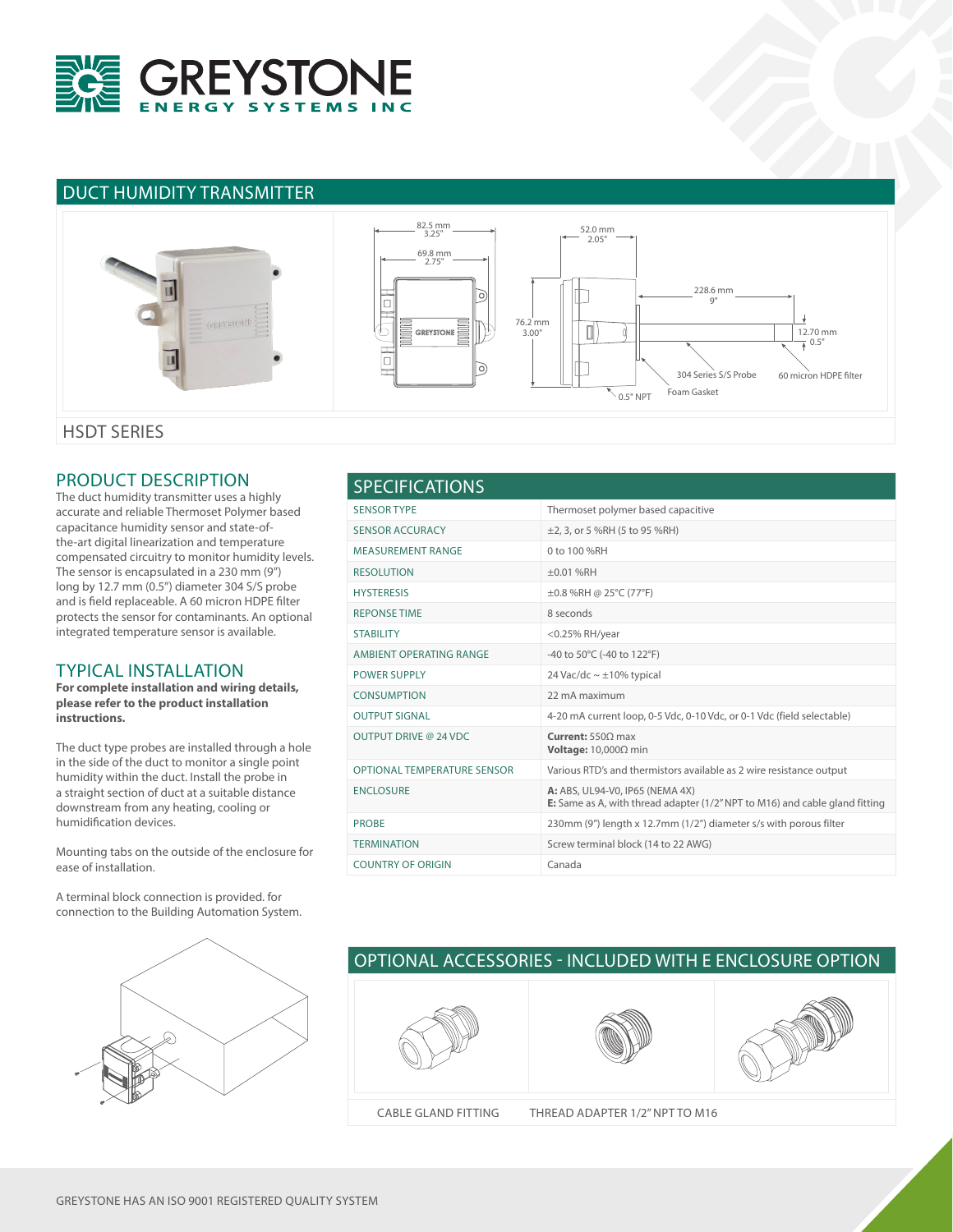# GREYSTONE
ENERGY SYSTEMS INC

## DUCT HUMIDITY TRANSMITTER

82.5 mm 3.25"
69.8 mm 2.75"
52.0 mm 2.05"
76.2 mm 3.00"
228.6 mm 9"
12.70 mm 0.5"
304 Series S/S Probe
60 micron HDPE filter
Foam Gasket
0.5" NPT

## HSDT SERIES

## PRODUCT DESCRIPTION

The duct humidity transmitter uses a highly accurate and reliable Thermoset Polymer based capacitance humidity sensor and state-of-the-art digital linearization and temperature compensated circuitry to monitor humidity levels. The sensor is encapsulated in a 230 mm (9") long by 12.7 mm (0.5") diameter 304 S/S probe and is field replaceable. A 60 micron HDPE filter protects the sensor for contaminants. An optional integrated temperature sensor is available.

## TYPICAL INSTALLATION

**For complete installation and wiring details, please refer to the product installation instructions.**

The duct type probes are installed through a hole in the side of the duct to monitor a single point humidity within the duct. Install the probe in a straight section of duct at a suitable distance downstream from any heating, cooling or humidification devices.

Mounting tabs on the outside of the enclosure for ease of installation.

A terminal block connection is provided. for connection to the Building Automation System.

## SPECIFICATIONS

| | |
|---|---|
| SENSOR TYPE | Thermoset polymer based capacitive |
| SENSOR ACCURACY | ±2, 3, or 5 %RH (5 to 95 %RH) |
| MEASUREMENT RANGE | 0 to 100 %RH |
| RESOLUTION | ±0.01 %RH |
| HYSTERESIS | ±0.8 %RH @ 25°C (77°F) |
| REPONSE TIME | 8 seconds |
| STABILITY | <0.25% RH/year |
| AMBIENT OPERATING RANGE | -40 to 50°C (-40 to 122°F) |
| POWER SUPPLY | 24 Vac/dc ~ ±10% typical |
| CONSUMPTION | 22 mA maximum |
| OUTPUT SIGNAL | 4-20 mA current loop, 0-5 Vdc, 0-10 Vdc, or 0-1 Vdc (field selectable) |
| OUTPUT DRIVE @ 24 VDC | **Current:** 550Ω max<br>**Voltage:** 10,000Ω min |
| OPTIONAL TEMPERATURE SENSOR | Various RTD's and thermistors available as 2 wire resistance output |
| ENCLOSURE | **A:** ABS, UL94-V0, IP65 (NEMA 4X)<br>**E:** Same as A, with thread adapter (1/2" NPT to M16) and cable gland fitting |
| PROBE | 230mm (9") length x 12.7mm (1/2") diameter s/s with porous filter |
| TERMINATION | Screw terminal block (14 to 22 AWG) |
| COUNTRY OF ORIGIN | Canada |

## OPTIONAL ACCESSORIES - INCLUDED WITH E ENCLOSURE OPTION

CABLE GLAND FITTING

THREAD ADAPTER 1/2" NPT TO M16

GREYSTONE HAS AN ISO 9001 REGISTERED QUALITY SYSTEM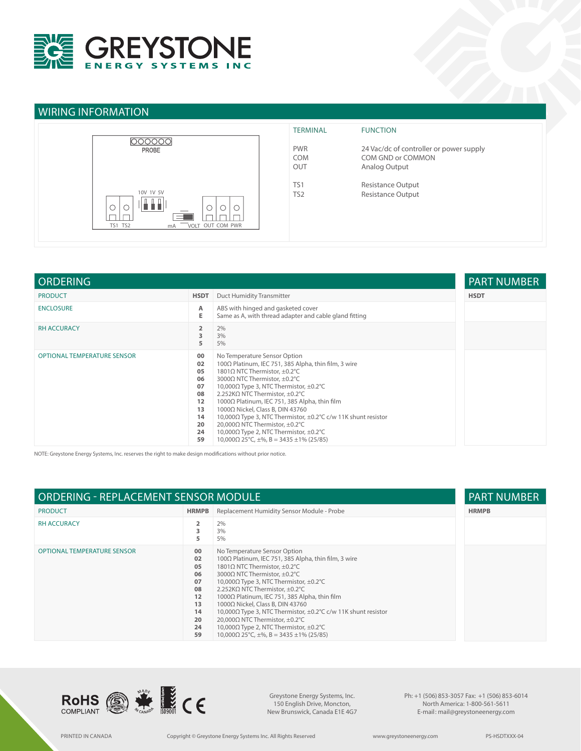## WIRING INFORMATION

PROBE

10V 1V 5V

TS1 TS2 mA VOLT OUT COM PWR

| TERMINAL | FUNCTION |
|---|---|
| PWR | 24 Vac/dc of controller or power supply |
| COM | COM GND or COMMON |
| OUT | Analog Output |
| TS1 | Resistance Output |
| TS2 | Resistance Output |

## ORDERING

| | | | PART NUMBER |
|---|---|---|---|
| PRODUCT | **HSDT** | Duct Humidity Transmitter | **HSDT** |
| ENCLOSURE | **A**<br>**E** | ABS with hinged and gasketed cover<br>Same as A, with thread adapter and cable gland fitting | |
| RH ACCURACY | **2**<br>**3**<br>**5** | 2%<br>3%<br>5% | |
| OPTIONAL TEMPERATURE SENSOR | **00**<br>**02**<br>**05**<br>**06**<br>**07**<br>**08**<br>**12**<br>**13**<br>**14**<br>**20**<br>**24**<br>**59** | No Temperature Sensor Option<br>100Ω Platinum, IEC 751, 385 Alpha, thin film, 3 wire<br>1801Ω NTC Thermistor, ±0.2°C<br>3000Ω NTC Thermistor, ±0.2°C<br>10,000Ω Type 3, NTC Thermistor, ±0.2°C<br>2.252KΩ NTC Thermistor, ±0.2°C<br>1000Ω Platinum, IEC 751, 385 Alpha, thin film<br>1000Ω Nickel, Class B, DIN 43760<br>10,000Ω Type 3, NTC Thermistor, ±0.2°C c/w 11K shunt resistor<br>20,000Ω NTC Thermistor, ±0.2°C<br>10,000Ω Type 2, NTC Thermistor, ±0.2°C<br>10,000Ω 25°C, ±%, B = 3435 ±1% (25/85) | |

NOTE: Greystone Energy Systems, Inc. reserves the right to make design modifications without prior notice.

## ORDERING - REPLACEMENT SENSOR MODULE

| | | | PART NUMBER |
|---|---|---|---|
| PRODUCT | **HRMPB** | Replacement Humidity Sensor Module - Probe | **HRMPB** |
| RH ACCURACY | **2**<br>**3**<br>**5** | 2%<br>3%<br>5% | |
| OPTIONAL TEMPERATURE SENSOR | **00**<br>**02**<br>**05**<br>**06**<br>**07**<br>**08**<br>**12**<br>**13**<br>**14**<br>**20**<br>**24**<br>**59** | No Temperature Sensor Option<br>100Ω Platinum, IEC 751, 385 Alpha, thin film, 3 wire<br>1801Ω NTC Thermistor, ±0.2°C<br>3000Ω NTC Thermistor, ±0.2°C<br>10,000Ω Type 3, NTC Thermistor, ±0.2°C<br>2.252KΩ NTC Thermistor, ±0.2°C<br>1000Ω Platinum, IEC 751, 385 Alpha, thin film<br>1000Ω Nickel, Class B, DIN 43760<br>10,000Ω Type 3, NTC Thermistor, ±0.2°C c/w 11K shunt resistor<br>20,000Ω NTC Thermistor, ±0.2°C<br>10,000Ω Type 2, NTC Thermistor, ±0.2°C<br>10,000Ω 25°C, ±%, B = 3435 ±1% (25/85) | |

RoHS COMPLIANT

Greystone Energy Systems, Inc.
150 English Drive, Moncton,
New Brunswick, Canada E1E 4G7

Ph: +1 (506) 853-3057 Fax: +1 (506) 853-6014
North America: 1-800-561-5611
E-mail: mail@greystoneenergy.com

PRINTED IN CANADA — Copyright © Greystone Energy Systems Inc. All Rights Reserved — www.greystoneenergy.com — PS-HSDTXXX-04